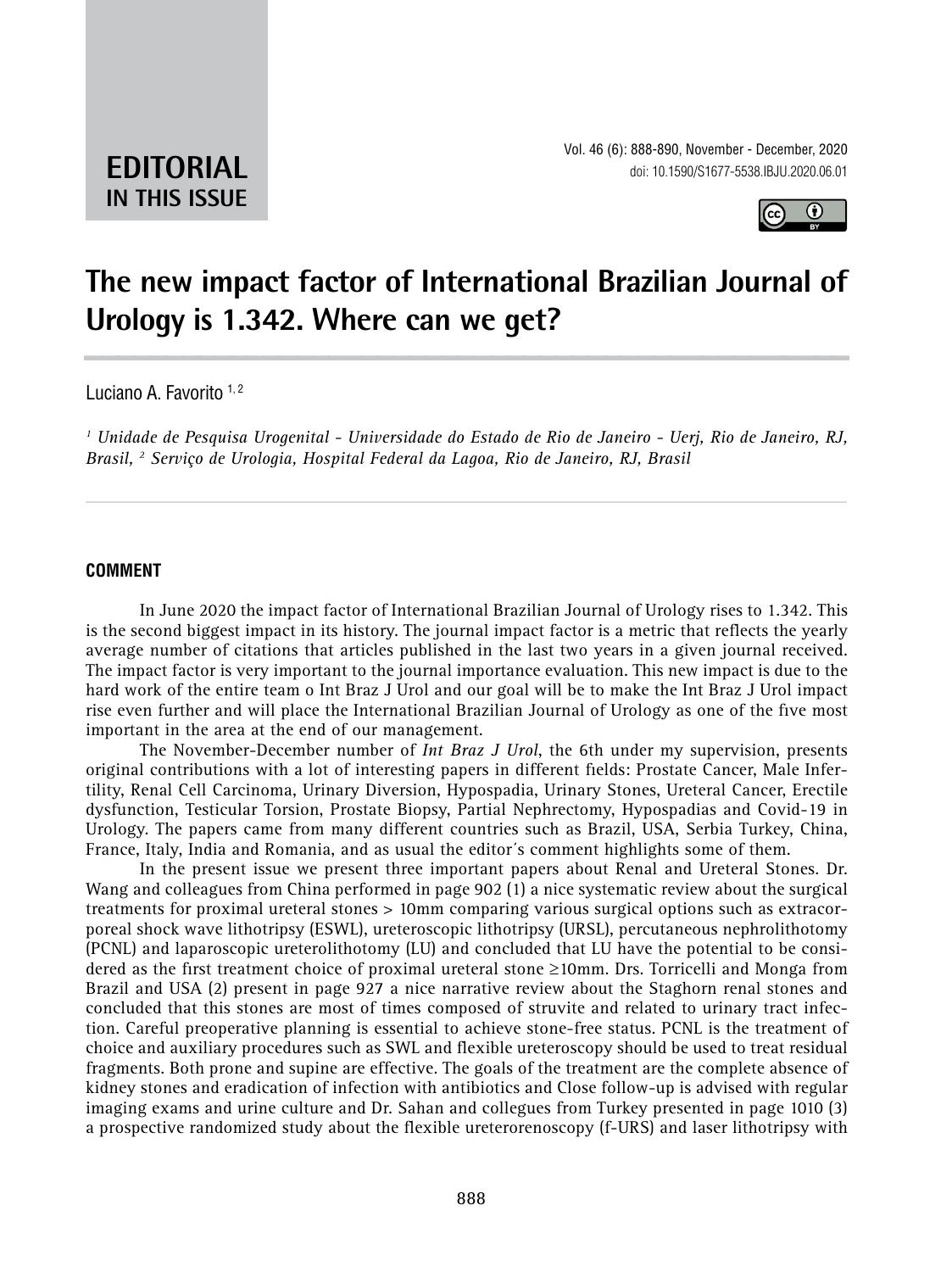**EDITORIAL**
**IN THIS ISSUE**

doi: 10.1590/S1677-5538.IBJU.2020.06.01

# The new impact factor of International Brazilian Journal of Urology is 1.342. Where can we get?

Luciano A. Favorito [1, 2]

*[1] Unidade de Pesquisa Urogenital - Universidade do Estado de Rio de Janeiro - Uerj, Rio de Janeiro, RJ, Brasil, [2] Serviço de Urologia, Hospital Federal da Lagoa, Rio de Janeiro, RJ, Brasil*

## COMMENT

In June 2020 the impact factor of International Brazilian Journal of Urology rises to 1.342. This is the second biggest impact in its history. The journal impact factor is a metric that reflects the yearly average number of citations that articles published in the last two years in a given journal received. The impact factor is very important to the journal importance evaluation. This new impact is due to the hard work of the entire team o Int Braz J Urol and our goal will be to make the Int Braz J Urol impact rise even further and will place the International Brazilian Journal of Urology as one of the five most important in the area at the end of our management.

The November-December number of *Int Braz J Urol*, the 6th under my supervision, presents original contributions with a lot of interesting papers in different fields: Prostate Cancer, Male Infertility, Renal Cell Carcinoma, Urinary Diversion, Hypospadia, Urinary Stones, Ureteral Cancer, Erectile dysfunction, Testicular Torsion, Prostate Biopsy, Partial Nephrectomy, Hypospadias and Covid-19 in Urology. The papers came from many different countries such as Brazil, USA, Serbia Turkey, China, France, Italy, India and Romania, and as usual the editor´s comment highlights some of them.

In the present issue we present three important papers about Renal and Ureteral Stones. Dr. Wang and colleagues from China performed in page 902 (1) a nice systematic review about the surgical treatments for proximal ureteral stones > 10mm comparing various surgical options such as extracorporeal shock wave lithotripsy (ESWL), ureteroscopic lithotripsy (URSL), percutaneous nephrolithotomy (PCNL) and laparoscopic ureterolithotomy (LU) and concluded that LU have the potential to be considered as the first treatment choice of proximal ureteral stone ≥10mm. Drs. Torricelli and Monga from Brazil and USA (2) present in page 927 a nice narrative review about the Staghorn renal stones and concluded that this stones are most of times composed of struvite and related to urinary tract infection. Careful preoperative planning is essential to achieve stone-free status. PCNL is the treatment of choice and auxiliary procedures such as SWL and flexible ureteroscopy should be used to treat residual fragments. Both prone and supine are effective. The goals of the treatment are the complete absence of kidney stones and eradication of infection with antibiotics and Close follow-up is advised with regular imaging exams and urine culture and Dr. Sahan and collegues from Turkey presented in page 1010 (3) a prospective randomized study about the flexible ureterorenoscopy (f-URS) and laser lithotripsy with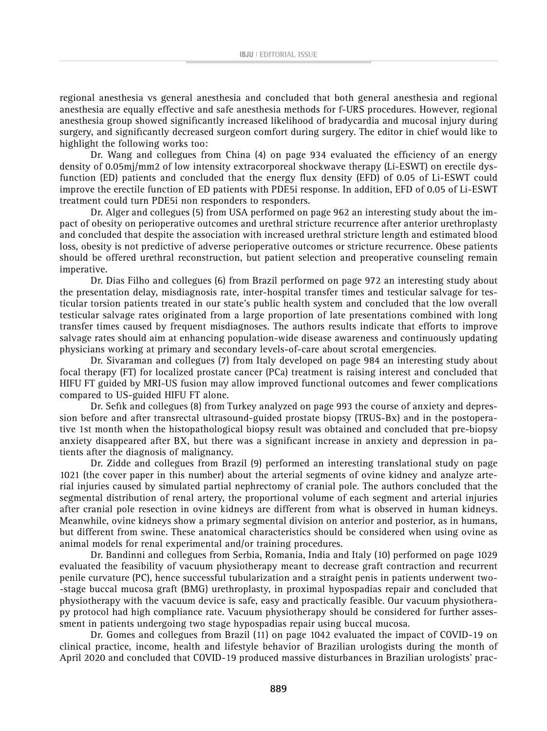regional anesthesia vs general anesthesia and concluded that both general anesthesia and regional anesthesia are equally effective and safe anesthesia methods for f-URS procedures. However, regional anesthesia group showed significantly increased likelihood of bradycardia and mucosal injury during surgery, and significantly decreased surgeon comfort during surgery. The editor in chief would like to highlight the following works too:

Dr. Wang and collegues from China (4) on page 934 evaluated the efficiency of an energy density of 0.05mj/mm2 of low intensity extracorporeal shockwave therapy (Li-ESWT) on erectile dysfunction (ED) patients and concluded that the energy flux density (EFD) of 0.05 of Li-ESWT could improve the erectile function of ED patients with PDE5i response. In addition, EFD of 0.05 of Li-ESWT treatment could turn PDE5i non responders to responders.

Dr. Alger and collegues (5) from USA performed on page 962 an interesting study about the impact of obesity on perioperative outcomes and urethral stricture recurrence after anterior urethroplasty and concluded that despite the association with increased urethral stricture length and estimated blood loss, obesity is not predictive of adverse perioperative outcomes or stricture recurrence. Obese patients should be offered urethral reconstruction, but patient selection and preoperative counseling remain imperative.

Dr. Dias Filho and collegues (6) from Brazil performed on page 972 an interesting study about the presentation delay, misdiagnosis rate, inter-hospital transfer times and testicular salvage for testicular torsion patients treated in our state's public health system and concluded that the low overall testicular salvage rates originated from a large proportion of late presentations combined with long transfer times caused by frequent misdiagnoses. The authors results indicate that efforts to improve salvage rates should aim at enhancing population-wide disease awareness and continuously updating physicians working at primary and secondary levels-of-care about scrotal emergencies.

Dr. Sivaraman and collegues (7) from Italy developed on page 984 an interesting study about focal therapy (FT) for localized prostate cancer (PCa) treatment is raising interest and concluded that HIFU FT guided by MRI-US fusion may allow improved functional outcomes and fewer complications compared to US-guided HIFU FT alone.

Dr. Sefık and collegues (8) from Turkey analyzed on page 993 the course of anxiety and depression before and after transrectal ultrasound-guided prostate biopsy (TRUS-Bx) and in the postoperative 1st month when the histopathological biopsy result was obtained and concluded that pre-biopsy anxiety disappeared after BX, but there was a significant increase in anxiety and depression in patients after the diagnosis of malignancy.

Dr. Zidde and collegues from Brazil (9) performed an interesting translational study on page 1021 (the cover paper in this number) about the arterial segments of ovine kidney and analyze arterial injuries caused by simulated partial nephrectomy of cranial pole. The authors concluded that the segmental distribution of renal artery, the proportional volume of each segment and arterial injuries after cranial pole resection in ovine kidneys are different from what is observed in human kidneys. Meanwhile, ovine kidneys show a primary segmental division on anterior and posterior, as in humans, but different from swine. These anatomical characteristics should be considered when using ovine as animal models for renal experimental and/or training procedures.

Dr. Bandinni and collegues from Serbia, Romania, India and Italy (10) performed on page 1029 evaluated the feasibility of vacuum physiotherapy meant to decrease graft contraction and recurrent penile curvature (PC), hence successful tubularization and a straight penis in patients underwent two--stage buccal mucosa graft (BMG) urethroplasty, in proximal hypospadias repair and concluded that physiotherapy with the vacuum device is safe, easy and practically feasible. Our vacuum physiotherapy protocol had high compliance rate. Vacuum physiotherapy should be considered for further assessment in patients undergoing two stage hypospadias repair using buccal mucosa.

Dr. Gomes and collegues from Brazil (11) on page 1042 evaluated the impact of COVID-19 on clinical practice, income, health and lifestyle behavior of Brazilian urologists during the month of April 2020 and concluded that COVID-19 produced massive disturbances in Brazilian urologists' prac-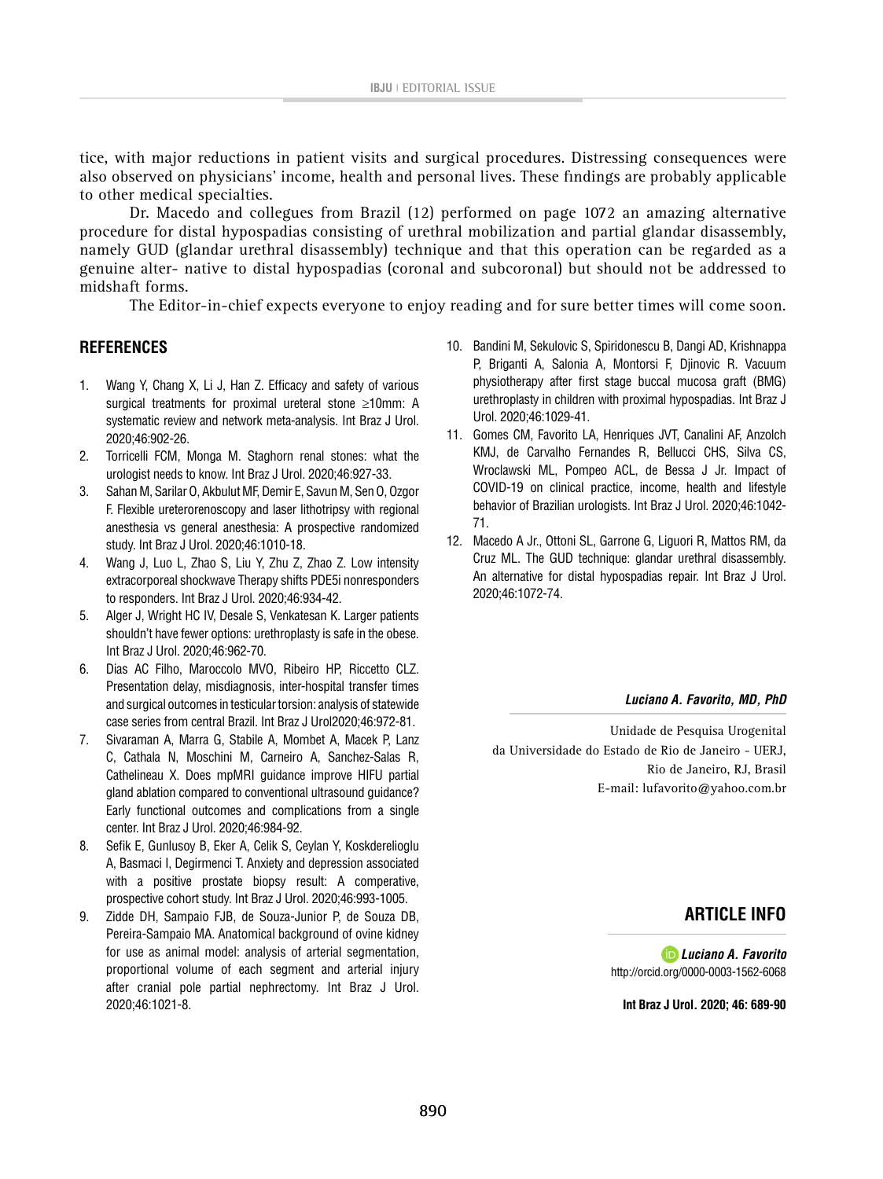tice, with major reductions in patient visits and surgical procedures. Distressing consequences were also observed on physicians' income, health and personal lives. These findings are probably applicable to other medical specialties.

Dr. Macedo and collegues from Brazil (12) performed on page 1072 an amazing alternative procedure for distal hypospadias consisting of urethral mobilization and partial glandar disassembly, namely GUD (glandar urethral disassembly) technique and that this operation can be regarded as a genuine alter- native to distal hypospadias (coronal and subcoronal) but should not be addressed to midshaft forms.

The Editor-in-chief expects everyone to enjoy reading and for sure better times will come soon.

## REFERENCES

1. Wang Y, Chang X, Li J, Han Z. Efficacy and safety of various surgical treatments for proximal ureteral stone ≥10mm: A systematic review and network meta-analysis. Int Braz J Urol. 2020;46:902-26.
2. Torricelli FCM, Monga M. Staghorn renal stones: what the urologist needs to know. Int Braz J Urol. 2020;46:927-33.
3. Sahan M, Sarilar O, Akbulut MF, Demir E, Savun M, Sen O, Ozgor F. Flexible ureterorenoscopy and laser lithotripsy with regional anesthesia vs general anesthesia: A prospective randomized study. Int Braz J Urol. 2020;46:1010-18.
4. Wang J, Luo L, Zhao S, Liu Y, Zhu Z, Zhao Z. Low intensity extracorporeal shockwave Therapy shifts PDE5i nonresponders to responders. Int Braz J Urol. 2020;46:934-42.
5. Alger J, Wright HC IV, Desale S, Venkatesan K. Larger patients shouldn't have fewer options: urethroplasty is safe in the obese. Int Braz J Urol. 2020;46:962-70.
6. Dias AC Filho, Maroccolo MVO, Ribeiro HP, Riccetto CLZ. Presentation delay, misdiagnosis, inter-hospital transfer times and surgical outcomes in testicular torsion: analysis of statewide case series from central Brazil. Int Braz J Urol2020;46:972-81.
7. Sivaraman A, Marra G, Stabile A, Mombet A, Macek P, Lanz C, Cathala N, Moschini M, Carneiro A, Sanchez-Salas R, Cathelineau X. Does mpMRI guidance improve HIFU partial gland ablation compared to conventional ultrasound guidance? Early functional outcomes and complications from a single center. Int Braz J Urol. 2020;46:984-92.
8. Sefik E, Gunlusoy B, Eker A, Celik S, Ceylan Y, Koskderelioglu A, Basmaci I, Degirmenci T. Anxiety and depression associated with a positive prostate biopsy result: A comperative, prospective cohort study. Int Braz J Urol. 2020;46:993-1005.
9. Zidde DH, Sampaio FJB, de Souza-Junior P, de Souza DB, Pereira-Sampaio MA. Anatomical background of ovine kidney for use as animal model: analysis of arterial segmentation, proportional volume of each segment and arterial injury after cranial pole partial nephrectomy. Int Braz J Urol. 2020;46:1021-8.
10. Bandini M, Sekulovic S, Spiridonescu B, Dangi AD, Krishnappa P, Briganti A, Salonia A, Montorsi F, Djinovic R. Vacuum physiotherapy after first stage buccal mucosa graft (BMG) urethroplasty in children with proximal hypospadias. Int Braz J Urol. 2020;46:1029-41.
11. Gomes CM, Favorito LA, Henriques JVT, Canalini AF, Anzolch KMJ, de Carvalho Fernandes R, Bellucci CHS, Silva CS, Wroclawski ML, Pompeo ACL, de Bessa J Jr. Impact of COVID-19 on clinical practice, income, health and lifestyle behavior of Brazilian urologists. Int Braz J Urol. 2020;46:1042-71.
12. Macedo A Jr., Ottoni SL, Garrone G, Liguori R, Mattos RM, da Cruz ML. The GUD technique: glandar urethral disassembly. An alternative for distal hypospadias repair. Int Braz J Urol. 2020;46:1072-74.

***Luciano A. Favorito, MD, PhD***

Unidade de Pesquisa Urogenital
da Universidade do Estado de Rio de Janeiro - UERJ,
Rio de Janeiro, RJ, Brasil
E-mail: lufavorito@yahoo.com.br

## ARTICLE INFO

***Luciano A. Favorito***
http://orcid.org/0000-0003-1562-6068

**Int Braz J Urol. 2020; 46: 689-90**